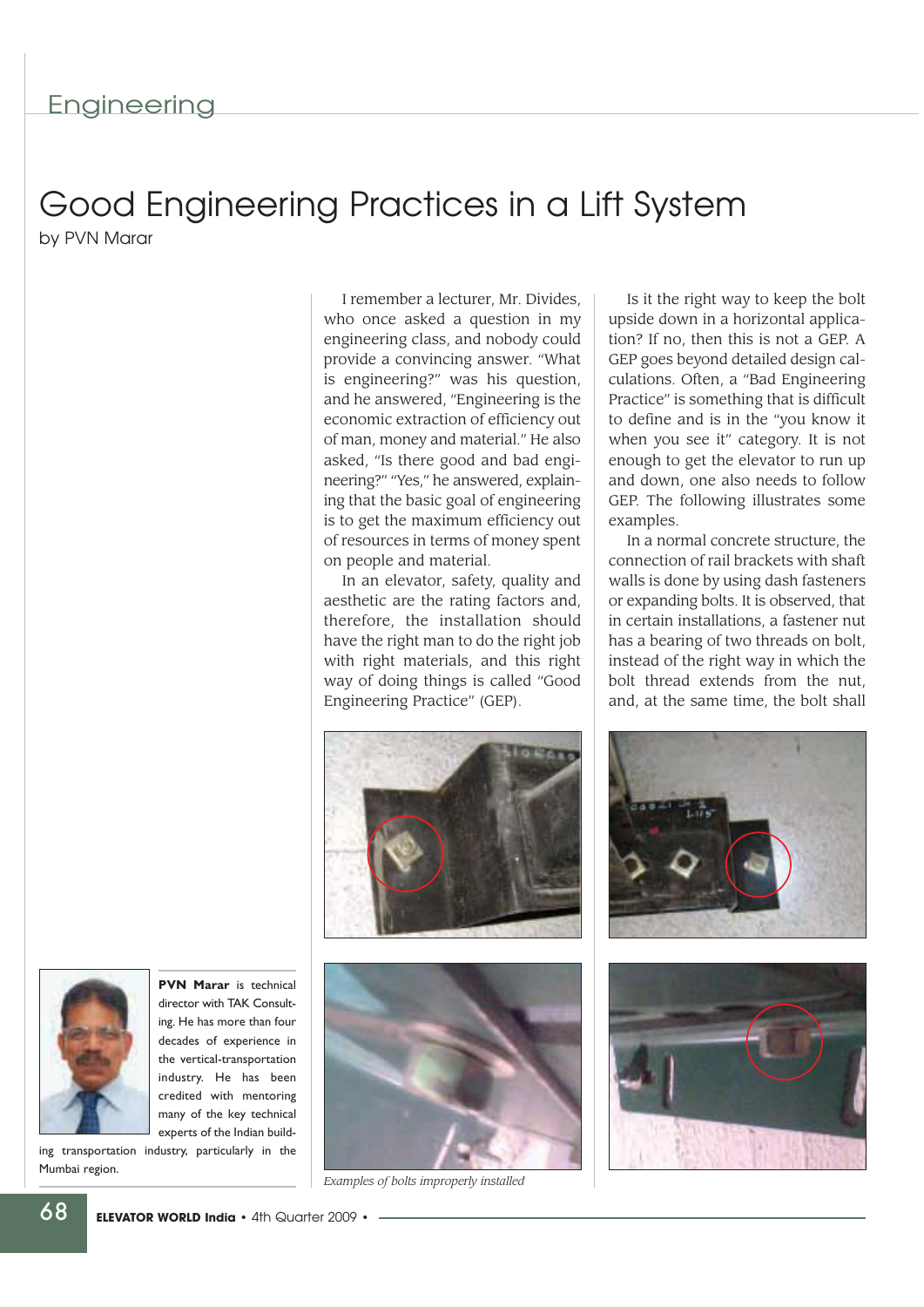Engineering

# Good Engineering Practices in a Lift System

by PVN Marar

I remember a lecturer, Mr. Divides, who once asked a question in my engineering class, and nobody could provide a convincing answer. "What is engineering?" was his question, and he answered, "Engineering is the economic extraction of efficiency out of man, money and material." He also asked, "Is there good and bad engineering?" "Yes," he answered, explaining that the basic goal of engineering is to get the maximum efficiency out of resources in terms of money spent on people and material.

In an elevator, safety, quality and aesthetic are the rating factors and, therefore, the installation should have the right man to do the right job with right materials, and this right way of doing things is called "Good Engineering Practice" (GEP).

Is it the right way to keep the bolt upside down in a horizontal application? If no, then this is not a GEP. A GEP goes beyond detailed design calculations. Often, a "Bad Engineering Practice" is something that is difficult to define and is in the "you know it when you see it" category. It is not enough to get the elevator to run up and down, one also needs to follow GEP. The following illustrates some examples.

In a normal concrete structure, the connection of rail brackets with shaft walls is done by using dash fasteners or expanding bolts. It is observed, that in certain installations, a fastener nut has a bearing of two threads on bolt, instead of the right way in which the bolt thread extends from the nut, and, at the same time, the bolt shall

*Examples of bolts improperly installed*

**PVN Marar** is technical director with TAK Consulting. He has more than four decades of experience in the vertical-transportation industry. He has been credited with mentoring many of the key technical experts of the Indian building transportation industry, particularly in the Mumbai region.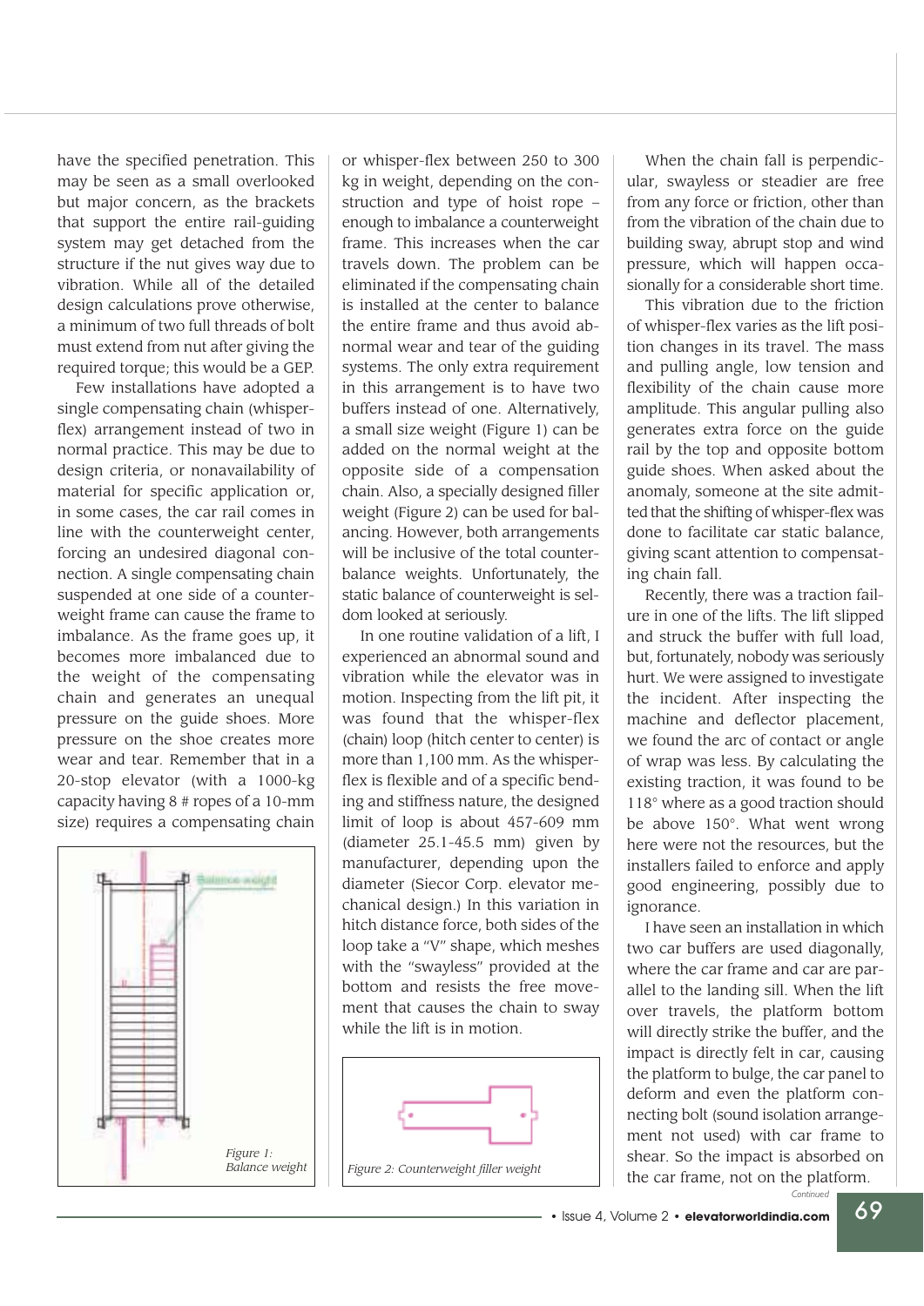have the specified penetration. This may be seen as a small overlooked but major concern, as the brackets that support the entire rail-guiding system may get detached from the structure if the nut gives way due to vibration. While all of the detailed design calculations prove otherwise, a minimum of two full threads of bolt must extend from nut after giving the required torque; this would be a GEP.

Few installations have adopted a single compensating chain (whisper-flex) arrangement instead of two in normal practice. This may be due to design criteria, or nonavailability of material for specific application or, in some cases, the car rail comes in line with the counterweight center, forcing an undesired diagonal connection. A single compensating chain suspended at one side of a counterweight frame can cause the frame to imbalance. As the frame goes up, it becomes more imbalanced due to the weight of the compensating chain and generates an unequal pressure on the guide shoes. More pressure on the shoe creates more wear and tear. Remember that in a 20-stop elevator (with a 1000-kg capacity having 8 # ropes of a 10-mm size) requires a compensating chain or whisper-flex between 250 to 300 kg in weight, depending on the construction and type of hoist rope – enough to imbalance a counterweight frame. This increases when the car travels down. The problem can be eliminated if the compensating chain is installed at the center to balance the entire frame and thus avoid abnormal wear and tear of the guiding systems. The only extra requirement in this arrangement is to have two buffers instead of one. Alternatively, a small size weight (Figure 1) can be added on the normal weight at the opposite side of a compensation chain. Also, a specially designed filler weight (Figure 2) can be used for balancing. However, both arrangements will be inclusive of the total counterbalance weights. Unfortunately, the static balance of counterweight is seldom looked at seriously.

*Figure 1: Balance weight*

In one routine validation of a lift, I experienced an abnormal sound and vibration while the elevator was in motion. Inspecting from the lift pit, it was found that the whisper-flex (chain) loop (hitch center to center) is more than 1,100 mm. As the whisper-flex is flexible and of a specific bending and stiffness nature, the designed limit of loop is about 457-609 mm (diameter 25.1-45.5 mm) given by manufacturer, depending upon the diameter (Siecor Corp. elevator mechanical design.) In this variation in hitch distance force, both sides of the loop take a "V" shape, which meshes with the "swayless" provided at the bottom and resists the free movement that causes the chain to sway while the lift is in motion.

*Figure 2: Counterweight filler weight*

When the chain fall is perpendicular, swayless or steadier are free from any force or friction, other than from the vibration of the chain due to building sway, abrupt stop and wind pressure, which will happen occasionally for a considerable short time.

This vibration due to the friction of whisper-flex varies as the lift position changes in its travel. The mass and pulling angle, low tension and flexibility of the chain cause more amplitude. This angular pulling also generates extra force on the guide rail by the top and opposite bottom guide shoes. When asked about the anomaly, someone at the site admitted that the shifting of whisper-flex was done to facilitate car static balance, giving scant attention to compensating chain fall.

Recently, there was a traction failure in one of the lifts. The lift slipped and struck the buffer with full load, but, fortunately, nobody was seriously hurt. We were assigned to investigate the incident. After inspecting the machine and deflector placement, we found the arc of contact or angle of wrap was less. By calculating the existing traction, it was found to be 118° where as a good traction should be above 150°. What went wrong here were not the resources, but the installers failed to enforce and apply good engineering, possibly due to ignorance.

I have seen an installation in which two car buffers are used diagonally, where the car frame and car are parallel to the landing sill. When the lift over travels, the platform bottom will directly strike the buffer, and the impact is directly felt in car, causing the platform to bulge, the car panel to deform and even the platform connecting bolt (sound isolation arrangement not used) with car frame to shear. So the impact is absorbed on the car frame, not on the platform.

*Continued*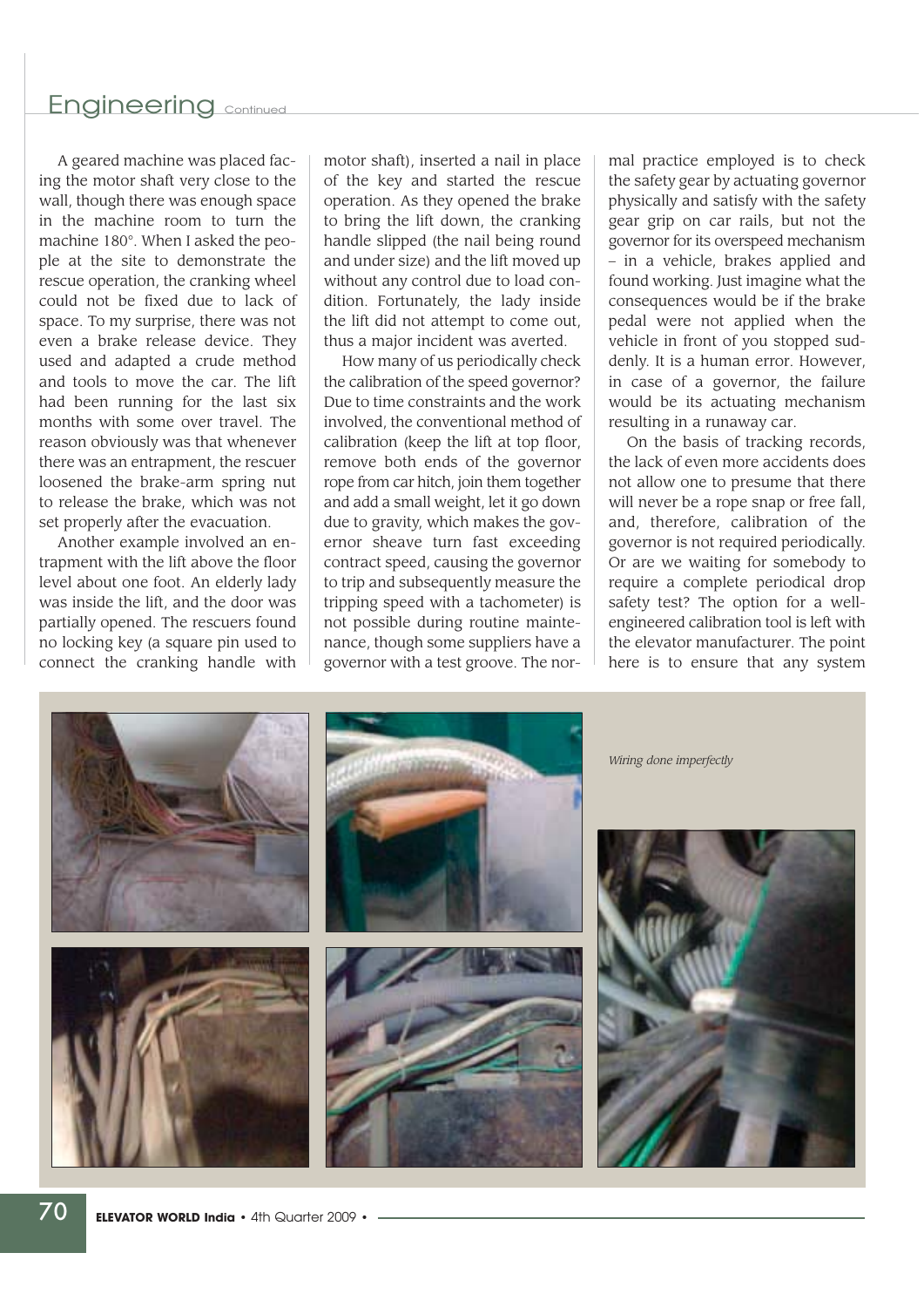A geared machine was placed facing the motor shaft very close to the wall, though there was enough space in the machine room to turn the machine 180°. When I asked the people at the site to demonstrate the rescue operation, the cranking wheel could not be fixed due to lack of space. To my surprise, there was not even a brake release device. They used and adapted a crude method and tools to move the car. The lift had been running for the last six months with some over travel. The reason obviously was that whenever there was an entrapment, the rescuer loosened the brake-arm spring nut to release the brake, which was not set properly after the evacuation.

Another example involved an entrapment with the lift above the floor level about one foot. An elderly lady was inside the lift, and the door was partially opened. The rescuers found no locking key (a square pin used to connect the cranking handle with motor shaft), inserted a nail in place of the key and started the rescue operation. As they opened the brake to bring the lift down, the cranking handle slipped (the nail being round and under size) and the lift moved up without any control due to load condition. Fortunately, the lady inside the lift did not attempt to come out, thus a major incident was averted.

How many of us periodically check the calibration of the speed governor? Due to time constraints and the work involved, the conventional method of calibration (keep the lift at top floor, remove both ends of the governor rope from car hitch, join them together and add a small weight, let it go down due to gravity, which makes the governor sheave turn fast exceeding contract speed, causing the governor to trip and subsequently measure the tripping speed with a tachometer) is not possible during routine maintenance, though some suppliers have a governor with a test groove. The normal practice employed is to check the safety gear by actuating governor physically and satisfy with the safety gear grip on car rails, but not the governor for its overspeed mechanism – in a vehicle, brakes applied and found working. Just imagine what the consequences would be if the brake pedal were not applied when the vehicle in front of you stopped suddenly. It is a human error. However, in case of a governor, the failure would be its actuating mechanism resulting in a runaway car.

On the basis of tracking records, the lack of even more accidents does not allow one to presume that there will never be a rope snap or free fall, and, therefore, calibration of the governor is not required periodically. Or are we waiting for somebody to require a complete periodical drop safety test? The option for a well-engineered calibration tool is left with the elevator manufacturer. The point here is to ensure that any system

*Wiring done imperfectly*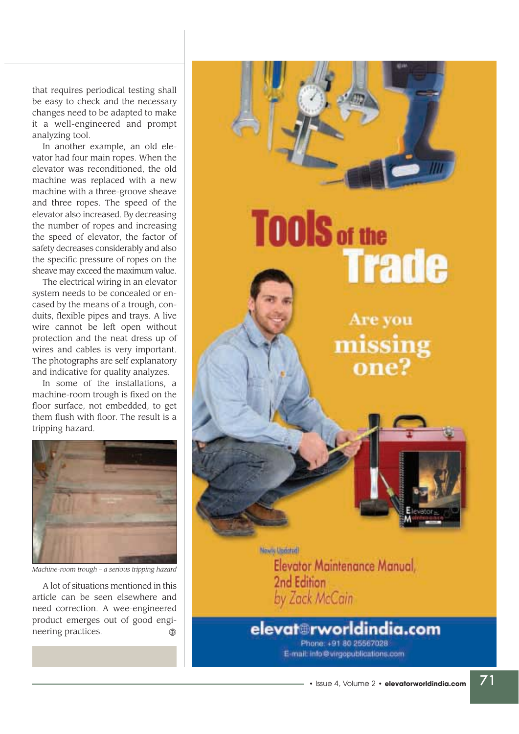that requires periodical testing shall be easy to check and the necessary changes need to be adapted to make it a well-engineered and prompt analyzing tool.

In another example, an old elevator had four main ropes. When the elevator was reconditioned, the old machine was replaced with a new machine with a three-groove sheave and three ropes. The speed of the elevator also increased. By decreasing the number of ropes and increasing the speed of elevator, the factor of safety decreases considerably and also the specific pressure of ropes on the sheave may exceed the maximum value.

The electrical wiring in an elevator system needs to be concealed or encased by the means of a trough, conduits, flexible pipes and trays. A live wire cannot be left open without protection and the neat dress up of wires and cables is very important. The photographs are self explanatory and indicative for quality analyzes.

In some of the installations, a machine-room trough is fixed on the floor surface, not embedded, to get them flush with floor. The result is a tripping hazard.

*Machine-room trough – a serious tripping hazard*

A lot of situations mentioned in this article can be seen elsewhere and need correction. A wee-engineered product emerges out of good engineering practices.

**Tools of the Trade**

Are you missing one?

Newly Updated!

Elevator Maintenance Manual, 2nd Edition by Zack McCain

**elevatorworldindia.com**

Phone: +91 80 25567028

E-mail: info@virgopublications.com